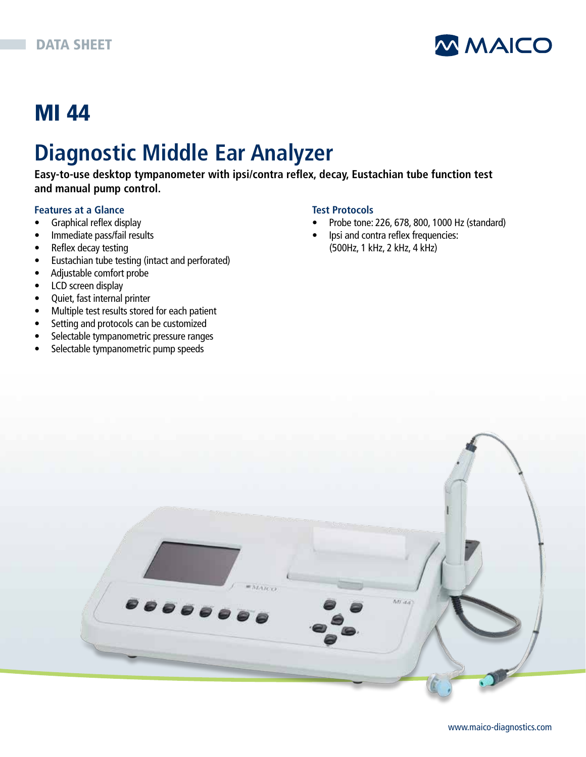DATA SHEET

# MI 44

# Diagnostic Middle Ear Analyzer

**Easy-to-use desktop tympanometer with ipsi/contra reflex, decay, Eustachian tube function test and manual pump control.**

### Features at a Glance

- Graphical reflex display
- Immediate pass/fail results
- Reflex decay testing
- Eustachian tube testing (intact and perforated)
- Adjustable comfort probe
- LCD screen display
- Quiet, fast internal printer
- Multiple test results stored for each patient
- Setting and protocols can be customized
- Selectable tympanometric pressure ranges
- Selectable tympanometric pump speeds

### Test Protocols

- Probe tone: 226, 678, 800, 1000 Hz (standard)
- Ipsi and contra reflex frequencies: (500Hz, 1 kHz, 2 kHz, 4 kHz)

www.maico-diagnostics.com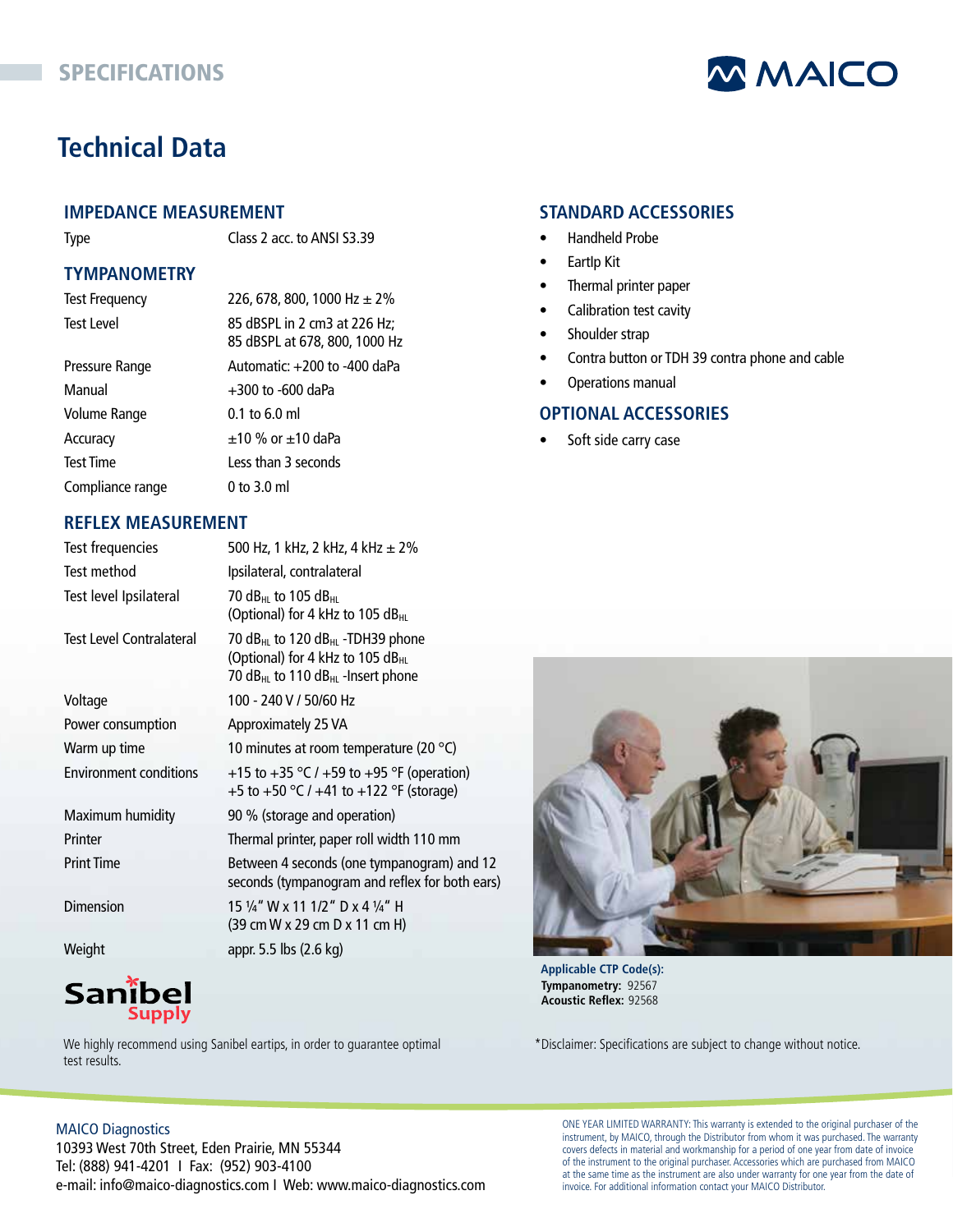# SPECIFICATIONS

## Technical Data

### IMPEDANCE MEASUREMENT

| | |
|---|---|
| Type | Class 2 acc. to ANSI S3.39 |

### TYMPANOMETRY

| | |
|---|---|
| Test Frequency | 226, 678, 800, 1000 Hz ± 2% |
| Test Level | 85 dBSPL in 2 cm3 at 226 Hz; 85 dBSPL at 678, 800, 1000 Hz |
| Pressure Range | Automatic: +200 to -400 daPa |
| Manual | +300 to -600 daPa |
| Volume Range | 0.1 to 6.0 ml |
| Accuracy | ±10 % or ±10 daPa |
| Test Time | Less than 3 seconds |
| Compliance range | 0 to 3.0 ml |

### REFLEX MEASUREMENT

| | |
|---|---|
| Test frequencies | 500 Hz, 1 kHz, 2 kHz, 4 kHz ± 2% |
| Test method | Ipsilateral, contralateral |
| Test level Ipsilateral | 70 $dB_{HL}$ to 105 $dB_{HL}$ (Optional) for 4 kHz to 105 $dB_{HL}$ |
| Test Level Contralateral | 70 $dB_{HL}$ to 120 $dB_{HL}$ -TDH39 phone (Optional) for 4 kHz to 105 $dB_{HL}$ 70 $dB_{HL}$ to 110 $dB_{HL}$ -Insert phone |
| Voltage | 100 - 240 V / 50/60 Hz |
| Power consumption | Approximately 25 VA |
| Warm up time | 10 minutes at room temperature (20 °C) |
| Environment conditions | +15 to +35 °C / +59 to +95 °F (operation) +5 to +50 °C / +41 to +122 °F (storage) |
| Maximum humidity | 90 % (storage and operation) |
| Printer | Thermal printer, paper roll width 110 mm |
| Print Time | Between 4 seconds (one tympanogram) and 12 seconds (tympanogram and reflex for both ears) |
| Dimension | 15 ¼" W x 11 1/2" D x 4 ¼" H (39 cm W x 29 cm D x 11 cm H) |
| Weight | appr. 5.5 lbs (2.6 kg) |

### STANDARD ACCESSORIES

- Handheld Probe
- EartIp Kit
- Thermal printer paper
- Calibration test cavity
- Shoulder strap
- Contra button or TDH 39 contra phone and cable
- Operations manual

### OPTIONAL ACCESSORIES

- Soft side carry case

**Applicable CTP Code(s):**
**Tympanometry:** 92567
**Acoustic Reflex:** 92568

Sanibel Supply

We highly recommend using Sanibel eartips, in order to guarantee optimal test results.

*Disclaimer: Specifications are subject to change without notice.

MAICO Diagnostics
10393 West 70th Street, Eden Prairie, MN 55344
Tel: (888) 941-4201 I Fax: (952) 903-4100
e-mail: info@maico-diagnostics.com I Web: www.maico-diagnostics.com

ONE YEAR LIMITED WARRANTY: This warranty is extended to the original purchaser of the instrument, by MAICO, through the Distributor from whom it was purchased. The warranty covers defects in material and workmanship for a period of one year from date of invoice of the instrument to the original purchaser. Accessories which are purchased from MAICO at the same time as the instrument are also under warranty for one year from the date of invoice. For additional information contact your MAICO Distributor.